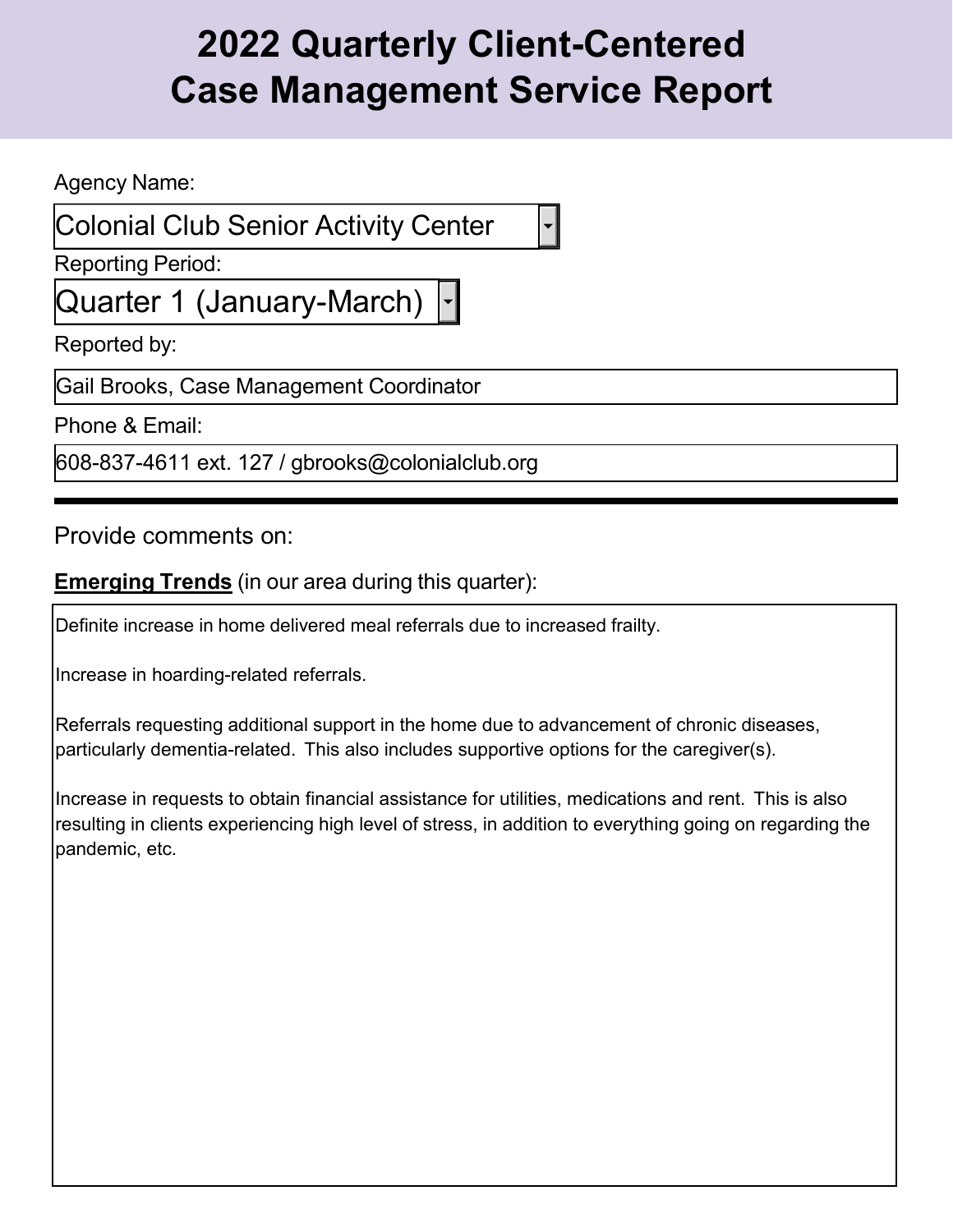# 2022 Quarterly Client-Centered Case Management Service Report

Agency Name:

Colonial Club Senior Activity Center

Reporting Period:

Quarter 1 (January-March)

Reported by:

Gail Brooks, Case Management Coordinator

Phone & Email:

608-837-4611 ext. 127 / gbrooks@colonialclub.org

---

Provide comments on:

**Emerging Trends** (in our area during this quarter):

Definite increase in home delivered meal referrals due to increased frailty.

Increase in hoarding-related referrals.

Referrals requesting additional support in the home due to advancement of chronic diseases, particularly dementia-related. This also includes supportive options for the caregiver(s).

Increase in requests to obtain financial assistance for utilities, medications and rent. This is also resulting in clients experiencing high level of stress, in addition to everything going on regarding the pandemic, etc.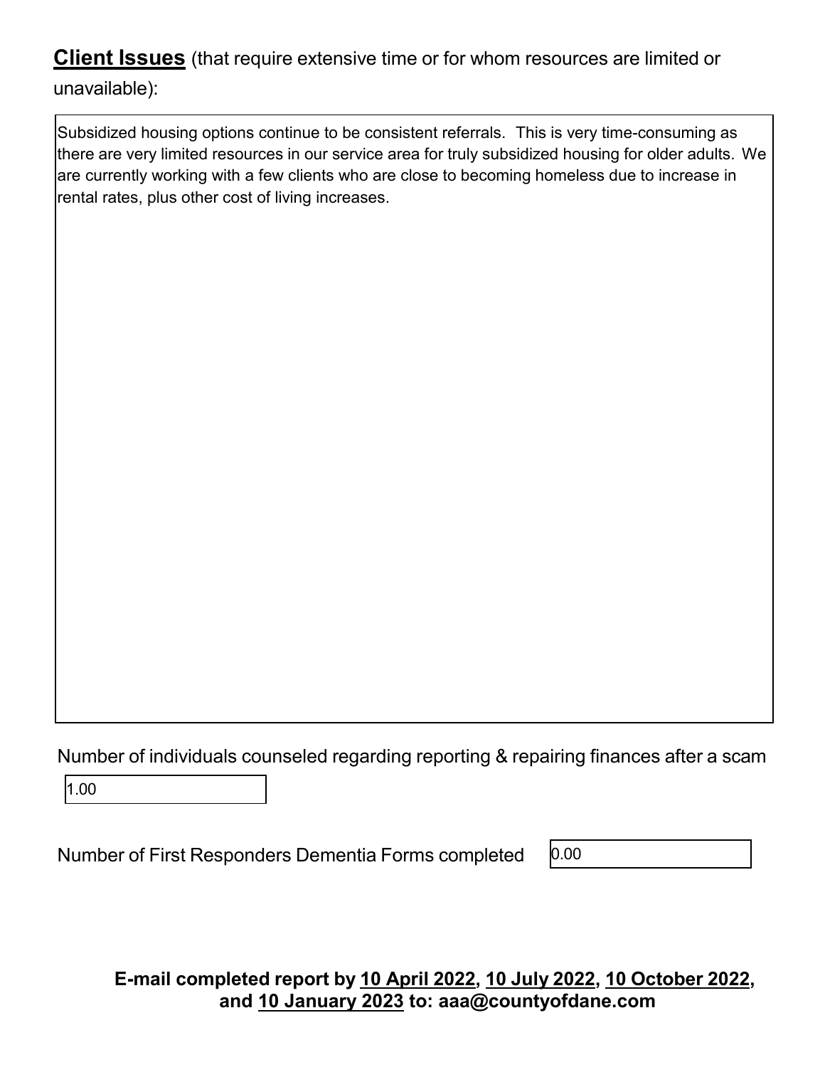**Client Issues** (that require extensive time or for whom resources are limited or unavailable):

Subsidized housing options continue to be consistent referrals. This is very time-consuming as there are very limited resources in our service area for truly subsidized housing for older adults. We are currently working with a few clients who are close to becoming homeless due to increase in rental rates, plus other cost of living increases.

Number of individuals counseled regarding reporting & repairing finances after a scam

1.00

Number of First Responders Dementia Forms completed 0.00

**E-mail completed report by 10 April 2022, 10 July 2022, 10 October 2022, and 10 January 2023 to: aaa@countyofdane.com**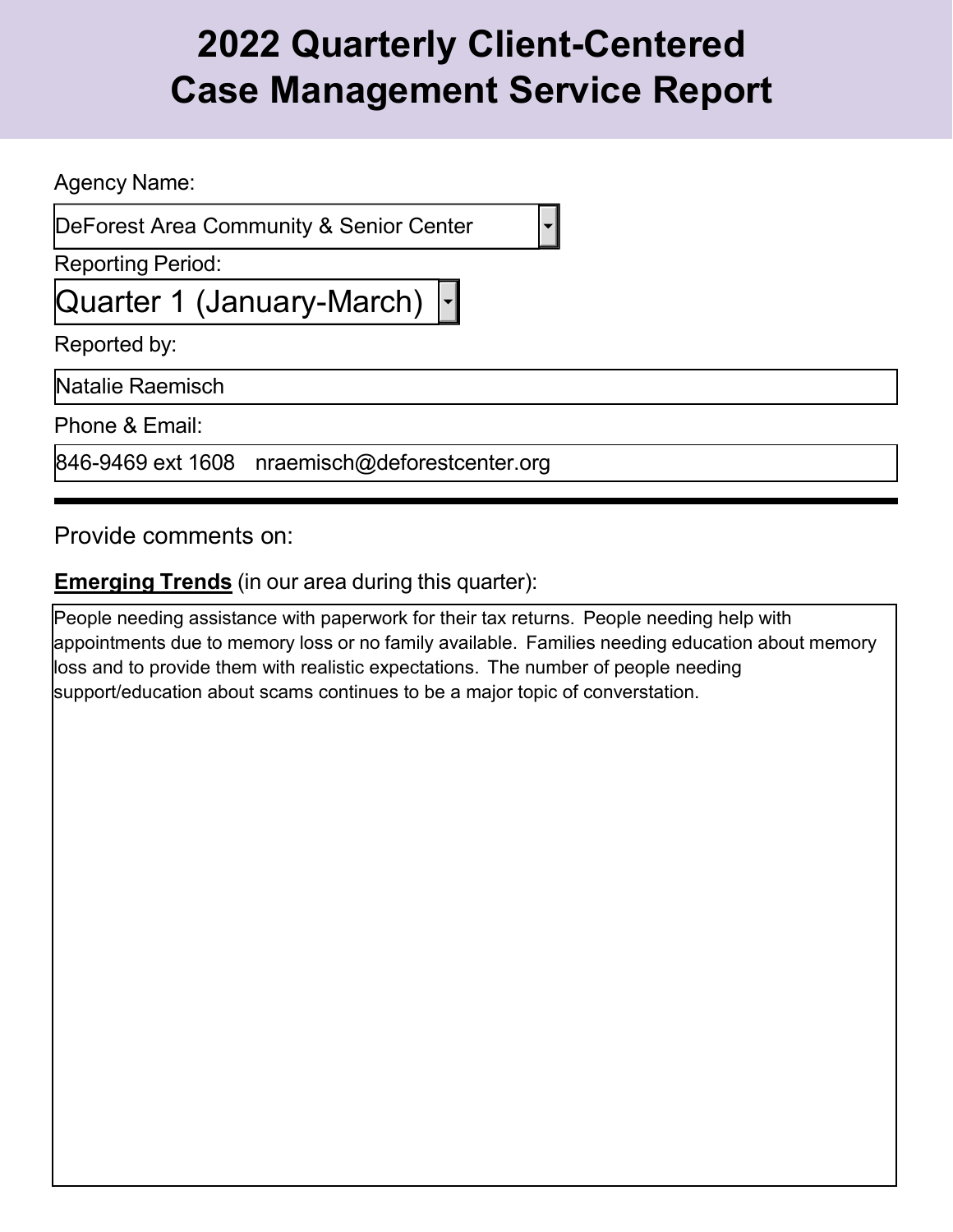# 2022 Quarterly Client-Centered Case Management Service Report

Agency Name:

DeForest Area Community & Senior Center

Reporting Period:

Quarter 1 (January-March)

Reported by:

Natalie Raemisch

Phone & Email:

846-9469 ext 1608 nraemisch@deforestcenter.org

---

Provide comments on:

**Emerging Trends** (in our area during this quarter):

People needing assistance with paperwork for their tax returns. People needing help with appointments due to memory loss or no family available. Families needing education about memory loss and to provide them with realistic expectations. The number of people needing support/education about scams continues to be a major topic of converstation.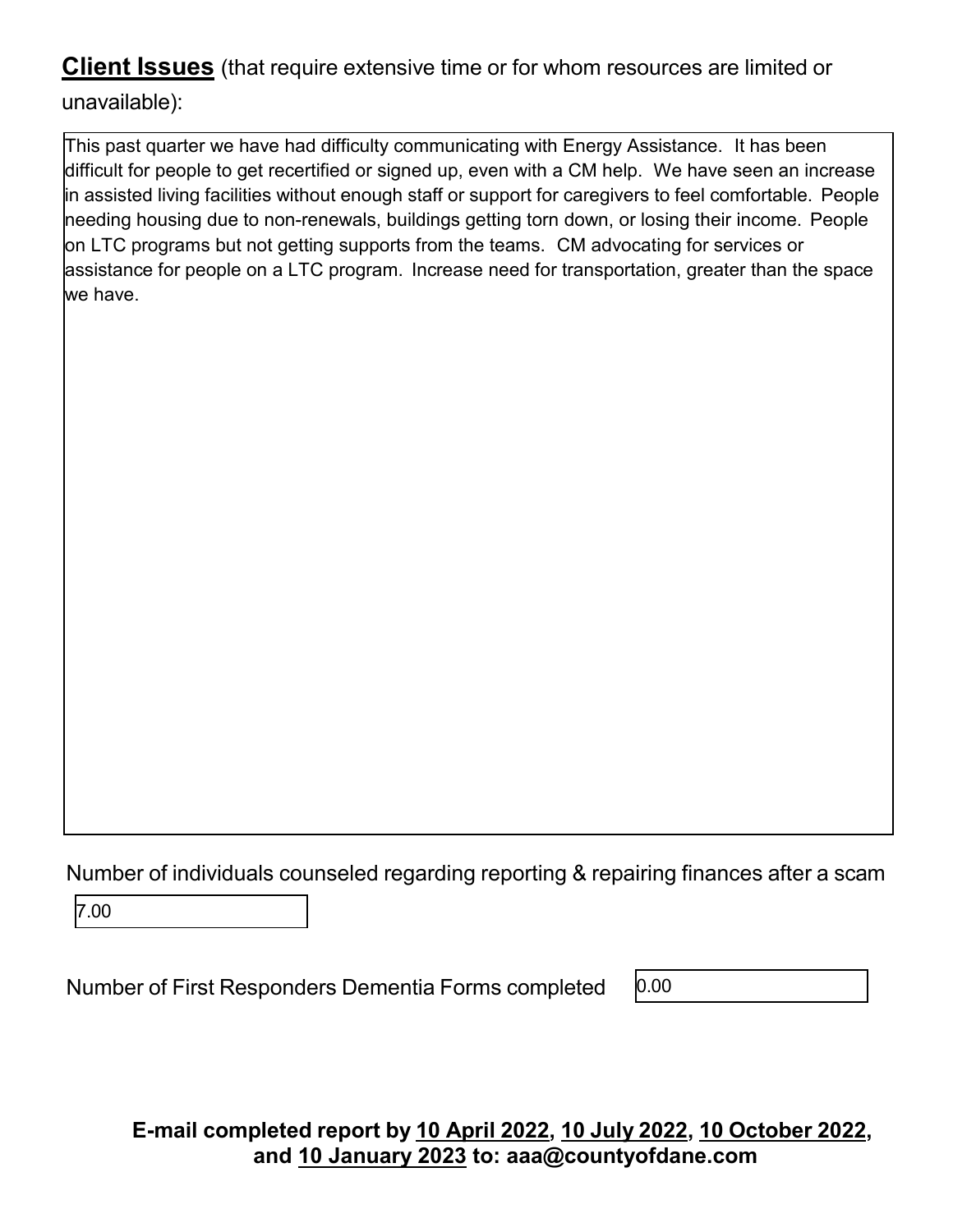**<u>Client Issues</u>** (that require extensive time or for whom resources are limited or unavailable):

This past quarter we have had difficulty communicating with Energy Assistance. It has been difficult for people to get recertified or signed up, even with a CM help. We have seen an increase in assisted living facilities without enough staff or support for caregivers to feel comfortable. People needing housing due to non-renewals, buildings getting torn down, or losing their income. People on LTC programs but not getting supports from the teams. CM advocating for services or assistance for people on a LTC program. Increase need for transportation, greater than the space we have.

Number of individuals counseled regarding reporting & repairing finances after a scam

7.00

Number of First Responders Dementia Forms completed

0.00

**E-mail completed report by <u>10 April 2022</u>, <u>10 July 2022</u>, <u>10 October 2022</u>, and <u>10 January 2023</u> to: aaa@countyofdane.com**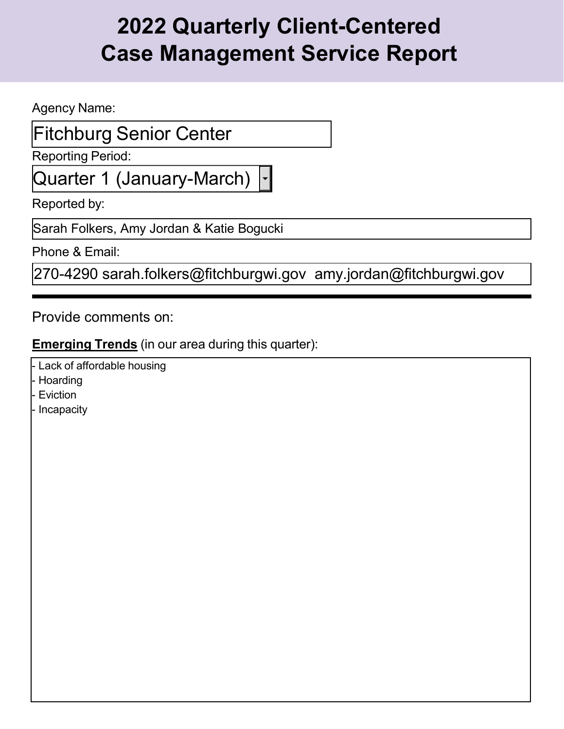# 2022 Quarterly Client-Centered Case Management Service Report

Agency Name:

Fitchburg Senior Center

Reporting Period:

Quarter 1 (January-March)

Reported by:

Sarah Folkers, Amy Jordan & Katie Bogucki

Phone & Email:

270-4290 sarah.folkers@fitchburgwi.gov amy.jordan@fitchburgwi.gov

---

Provide comments on:

**Emerging Trends** (in our area during this quarter):

- Lack of affordable housing
- Hoarding
- Eviction
- Incapacity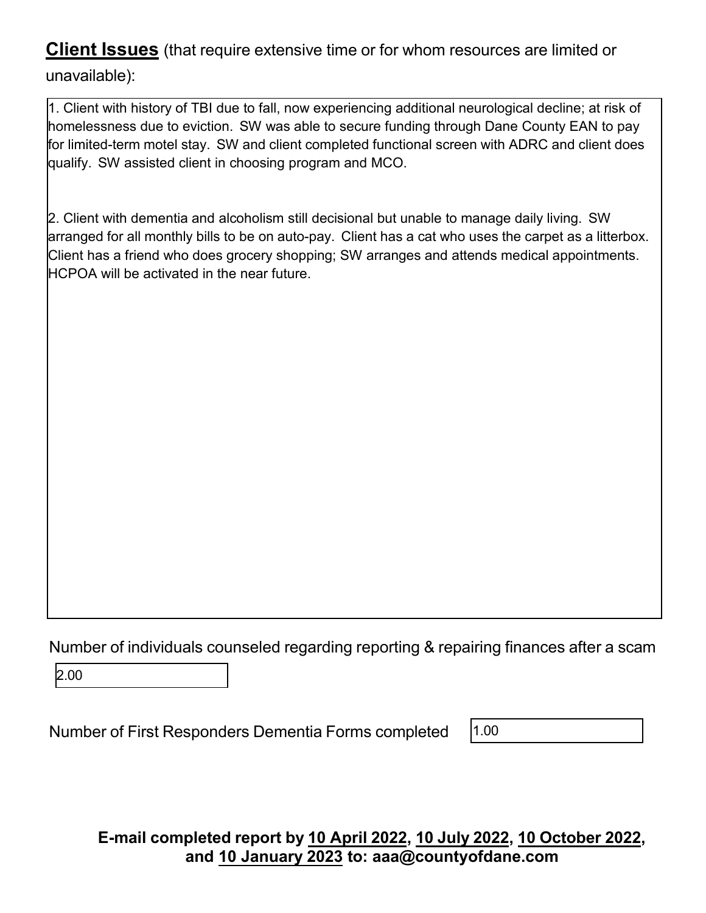**Client Issues** (that require extensive time or for whom resources are limited or unavailable):

1. Client with history of TBI due to fall, now experiencing additional neurological decline; at risk of homelessness due to eviction. SW was able to secure funding through Dane County EAN to pay for limited-term motel stay. SW and client completed functional screen with ADRC and client does qualify. SW assisted client in choosing program and MCO.

2. Client with dementia and alcoholism still decisional but unable to manage daily living. SW arranged for all monthly bills to be on auto-pay. Client has a cat who uses the carpet as a litterbox. Client has a friend who does grocery shopping; SW arranges and attends medical appointments. HCPOA will be activated in the near future.

Number of individuals counseled regarding reporting & repairing finances after a scam

2.00

Number of First Responders Dementia Forms completed

1.00

**E-mail completed report by 10 April 2022, 10 July 2022, 10 October 2022, and 10 January 2023 to: aaa@countyofdane.com**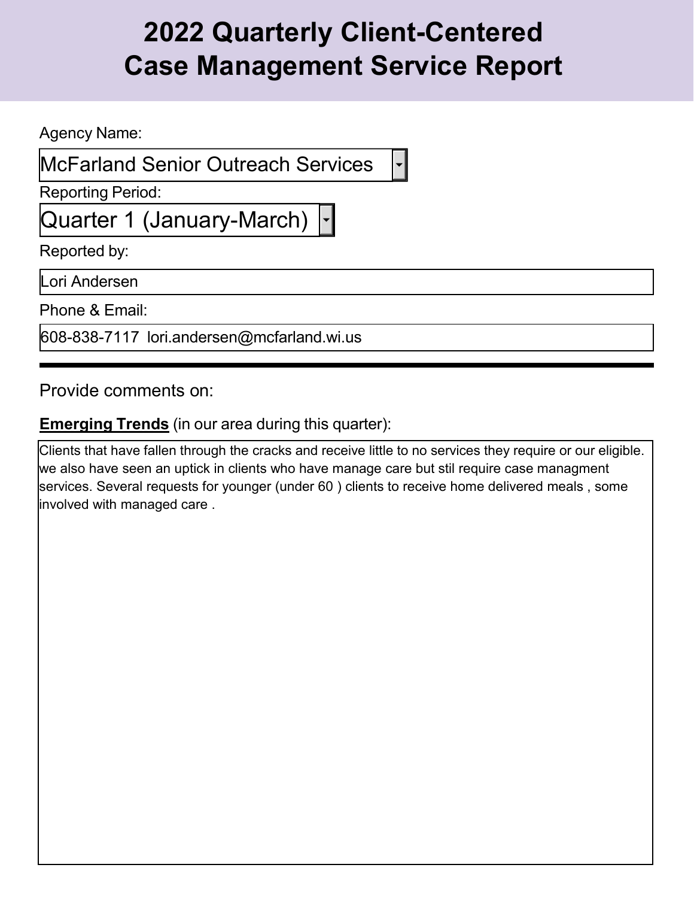# 2022 Quarterly Client-Centered Case Management Service Report

Agency Name:

McFarland Senior Outreach Services

Reporting Period:

Quarter 1 (January-March)

Reported by:

Lori Andersen

Phone & Email:

608-838-7117 lori.andersen@mcfarland.wi.us

---

Provide comments on:

**<u>Emerging Trends</u>** (in our area during this quarter):

Clients that have fallen through the cracks and receive little to no services they require or our eligible. we also have seen an uptick in clients who have manage care but stil require case managment services. Several requests for younger (under 60 ) clients to receive home delivered meals , some involved with managed care .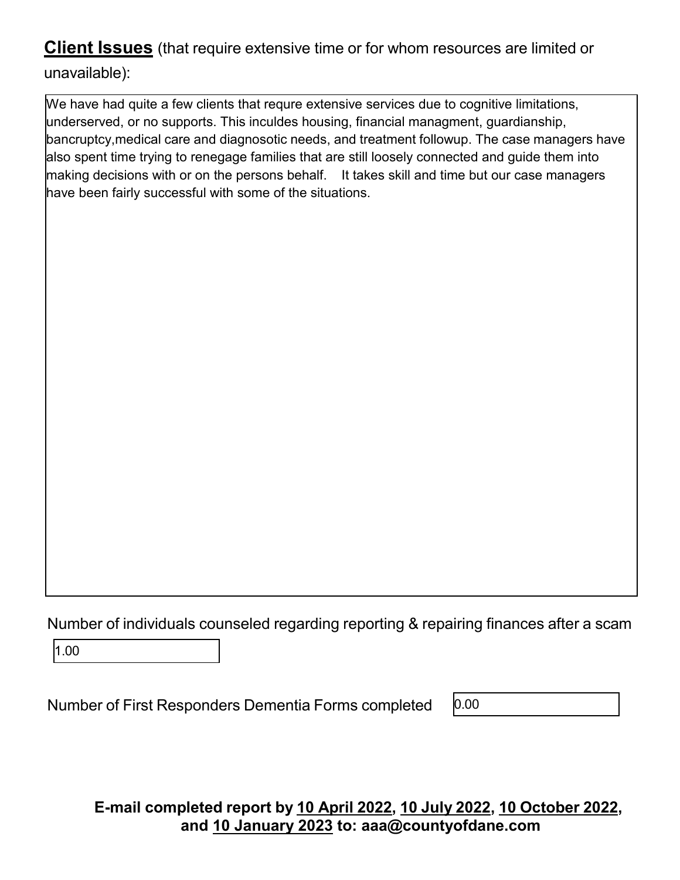**Client Issues** (that require extensive time or for whom resources are limited or unavailable):

We have had quite a few clients that requre extensive services due to cognitive limitations, underserved, or no supports. This inculdes housing, financial managment, guardianship, bancruptcy,medical care and diagnosotic needs, and treatment followup. The case managers have also spent time trying to renegage families that are still loosely connected and guide them into making decisions with or on the persons behalf.  It takes skill and time but our case managers have been fairly successful with some of the situations.

Number of individuals counseled regarding reporting & repairing finances after a scam

1.00

Number of First Responders Dementia Forms completed

0.00

**E-mail completed report by 10 April 2022, 10 July 2022, 10 October 2022, and 10 January 2023 to: aaa@countyofdane.com**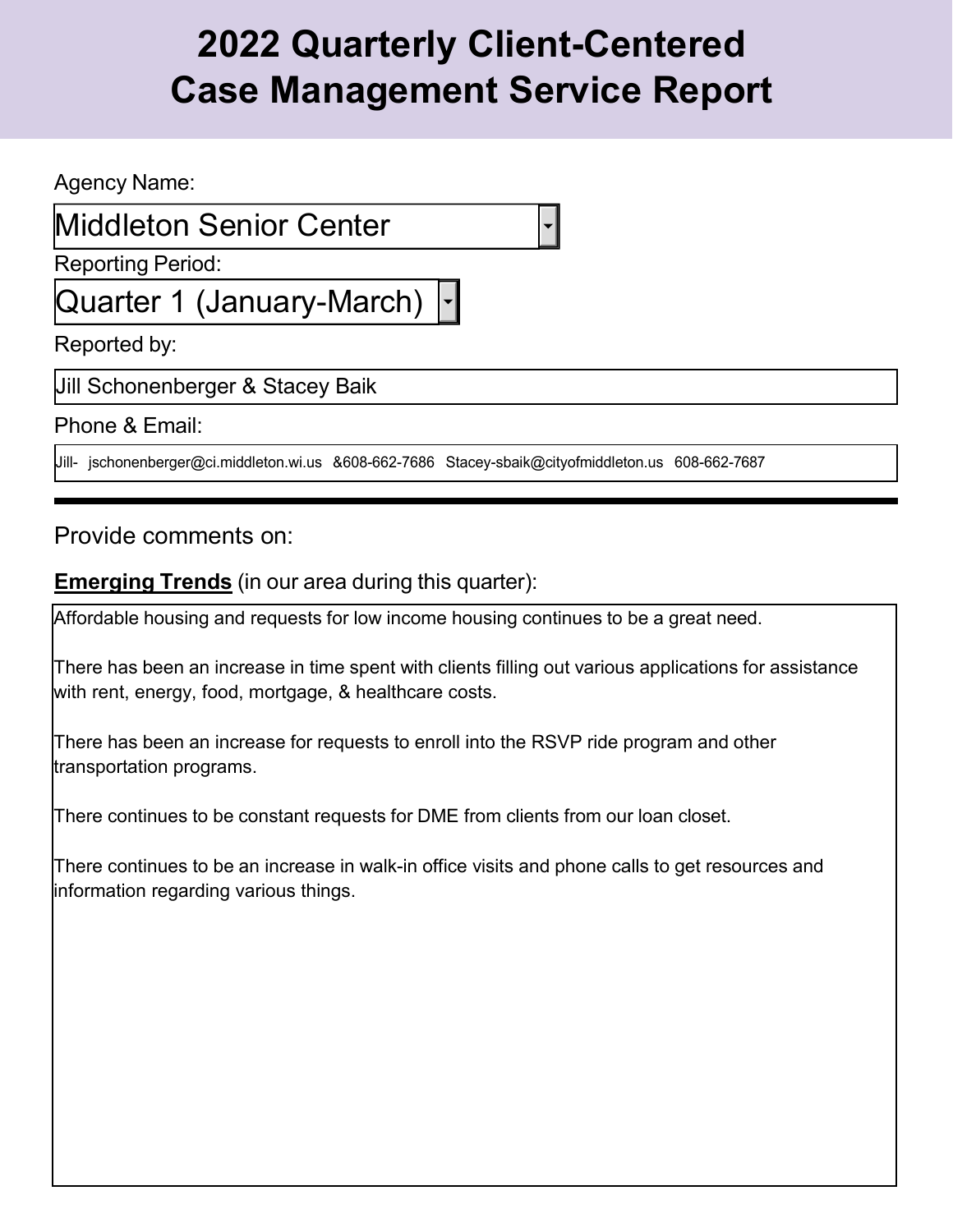# 2022 Quarterly Client-Centered Case Management Service Report

Agency Name:

Middleton Senior Center

Reporting Period:

Quarter 1 (January-March)

Reported by:

Jill Schonenberger & Stacey Baik

Phone & Email:

Jill- jschonenberger@ci.middleton.wi.us &608-662-7686 Stacey-sbaik@cityofmiddleton.us 608-662-7687

---

Provide comments on:

**Emerging Trends** (in our area during this quarter):

Affordable housing and requests for low income housing continues to be a great need.

There has been an increase in time spent with clients filling out various applications for assistance with rent, energy, food, mortgage, & healthcare costs.

There has been an increase for requests to enroll into the RSVP ride program and other transportation programs.

There continues to be constant requests for DME from clients from our loan closet.

There continues to be an increase in walk-in office visits and phone calls to get resources and information regarding various things.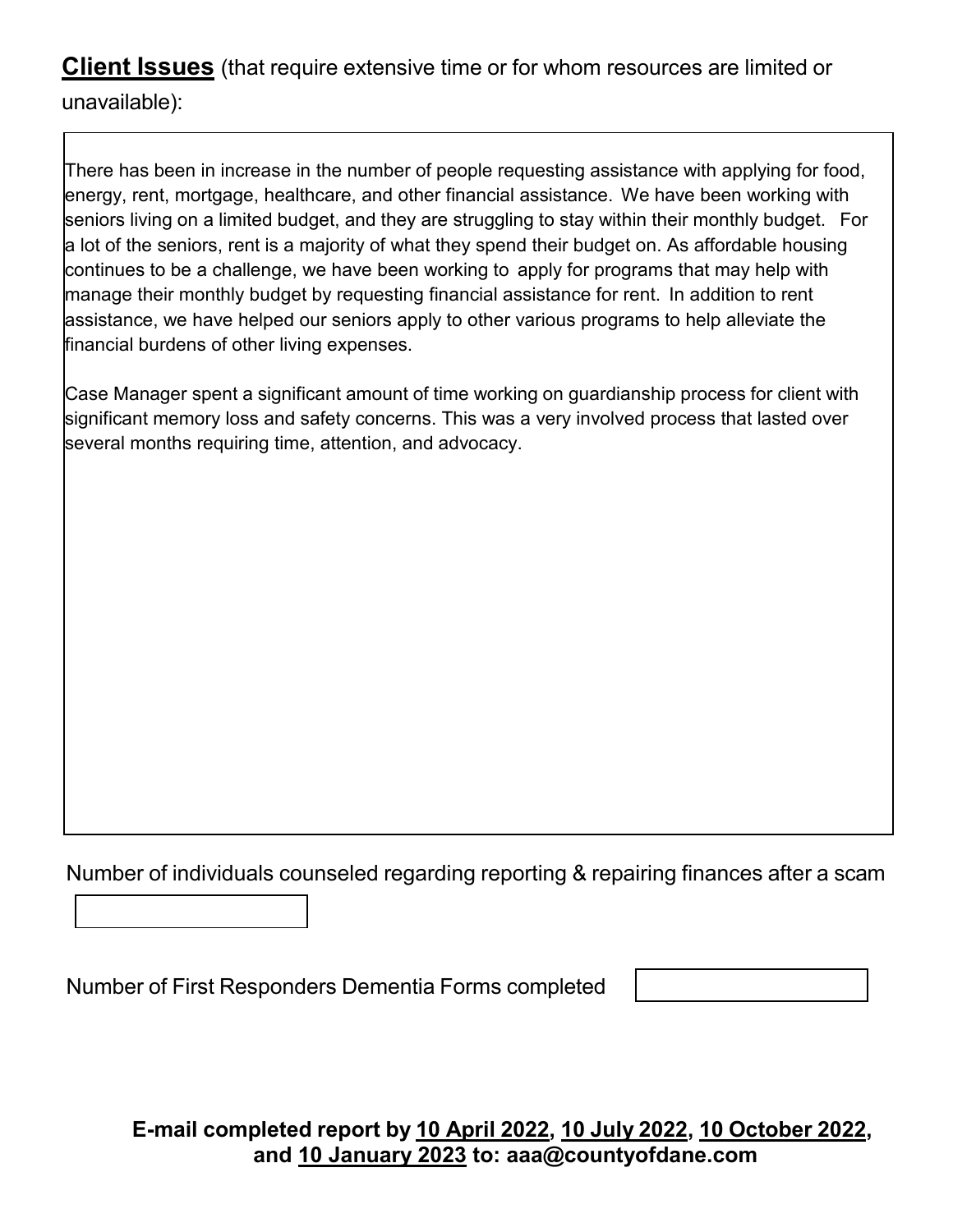**Client Issues** (that require extensive time or for whom resources are limited or unavailable):

There has been in increase in the number of people requesting assistance with applying for food, energy, rent, mortgage, healthcare, and other financial assistance. We have been working with seniors living on a limited budget, and they are struggling to stay within their monthly budget. For a lot of the seniors, rent is a majority of what they spend their budget on. As affordable housing continues to be a challenge, we have been working to apply for programs that may help with manage their monthly budget by requesting financial assistance for rent. In addition to rent assistance, we have helped our seniors apply to other various programs to help alleviate the financial burdens of other living expenses.

Case Manager spent a significant amount of time working on guardianship process for client with significant memory loss and safety concerns. This was a very involved process that lasted over several months requiring time, attention, and advocacy.

Number of individuals counseled regarding reporting & repairing finances after a scam

Number of First Responders Dementia Forms completed

**E-mail completed report by <u>10 April 2022</u>, <u>10 July 2022</u>, <u>10 October 2022</u>, and <u>10 January 2023</u> to: aaa@countyofdane.com**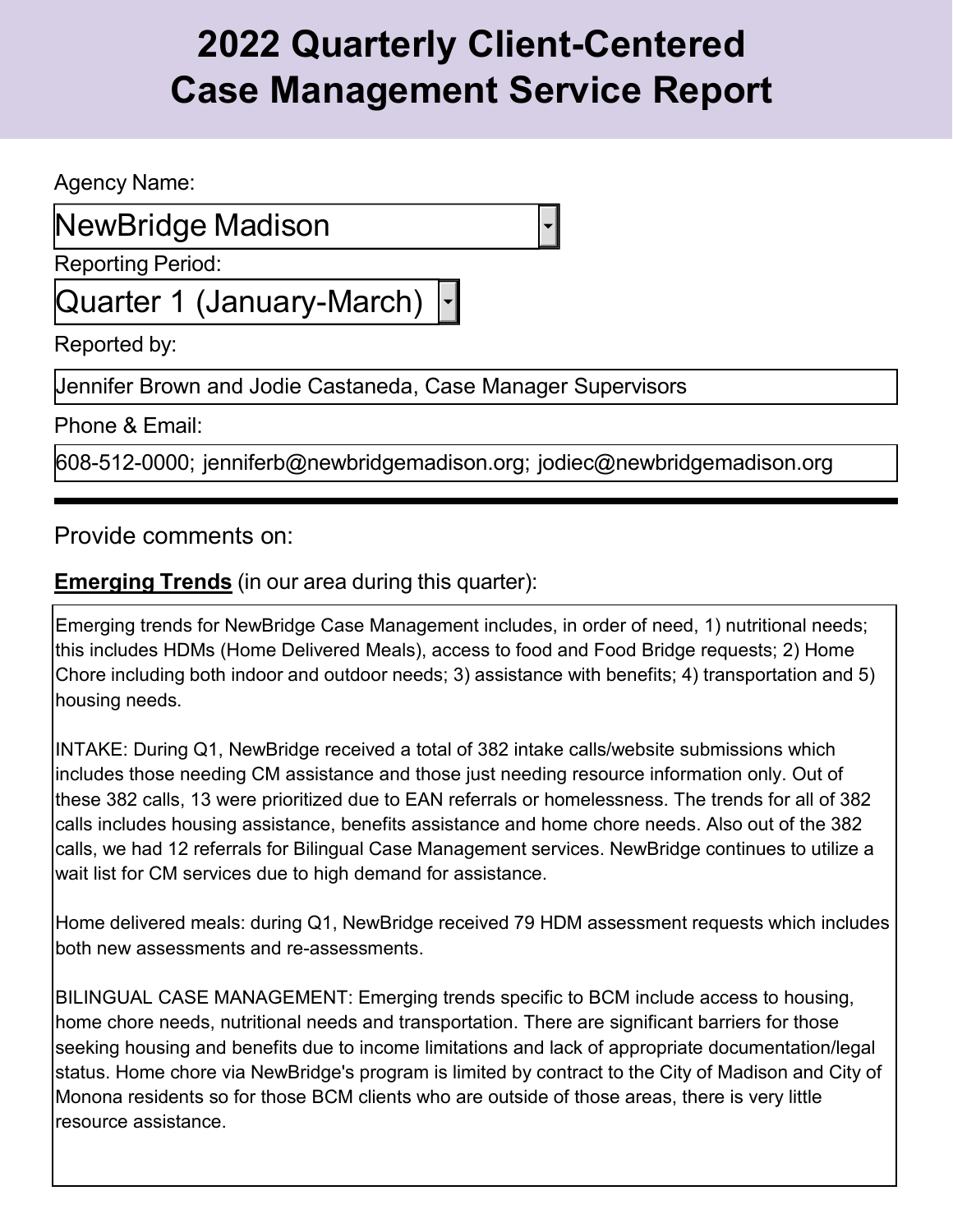# 2022 Quarterly Client-Centered Case Management Service Report

Agency Name:

NewBridge Madison

Reporting Period:

Quarter 1 (January-March)

Reported by:

Jennifer Brown and Jodie Castaneda, Case Manager Supervisors

Phone & Email:

608-512-0000; jenniferb@newbridgemadison.org; jodiec@newbridgemadison.org

---

Provide comments on:

**Emerging Trends** (in our area during this quarter):

Emerging trends for NewBridge Case Management includes, in order of need, 1) nutritional needs; this includes HDMs (Home Delivered Meals), access to food and Food Bridge requests; 2) Home Chore including both indoor and outdoor needs; 3) assistance with benefits; 4) transportation and 5) housing needs.

INTAKE: During Q1, NewBridge received a total of 382 intake calls/website submissions which includes those needing CM assistance and those just needing resource information only. Out of these 382 calls, 13 were prioritized due to EAN referrals or homelessness. The trends for all of 382 calls includes housing assistance, benefits assistance and home chore needs. Also out of the 382 calls, we had 12 referrals for Bilingual Case Management services. NewBridge continues to utilize a wait list for CM services due to high demand for assistance.

Home delivered meals: during Q1, NewBridge received 79 HDM assessment requests which includes both new assessments and re-assessments.

BILINGUAL CASE MANAGEMENT: Emerging trends specific to BCM include access to housing, home chore needs, nutritional needs and transportation. There are significant barriers for those seeking housing and benefits due to income limitations and lack of appropriate documentation/legal status. Home chore via NewBridge's program is limited by contract to the City of Madison and City of Monona residents so for those BCM clients who are outside of those areas, there is very little resource assistance.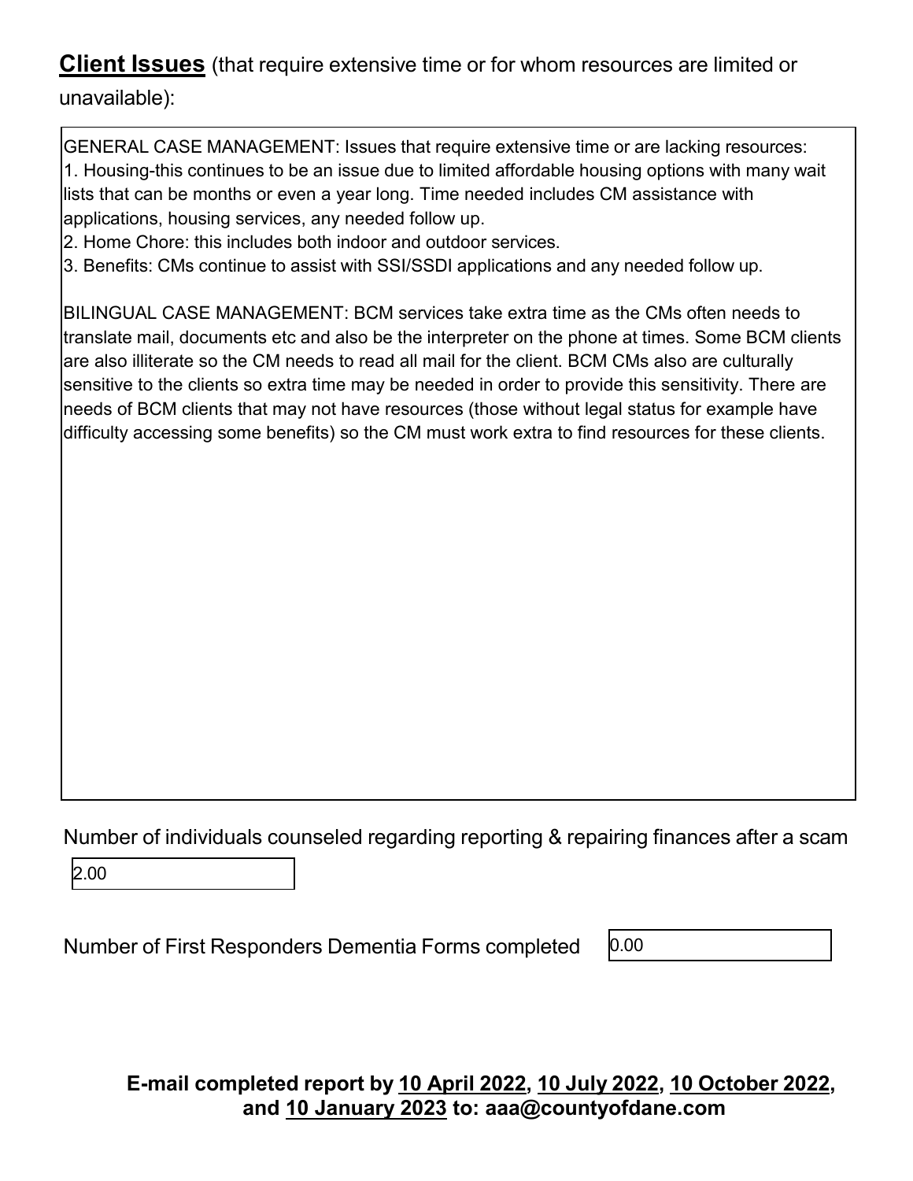**<u>Client Issues</u>** (that require extensive time or for whom resources are limited or unavailable):

GENERAL CASE MANAGEMENT: Issues that require extensive time or are lacking resources:
1. Housing-this continues to be an issue due to limited affordable housing options with many wait lists that can be months or even a year long. Time needed includes CM assistance with applications, housing services, any needed follow up.
2. Home Chore: this includes both indoor and outdoor services.
3. Benefits: CMs continue to assist with SSI/SSDI applications and any needed follow up.

BILINGUAL CASE MANAGEMENT: BCM services take extra time as the CMs often needs to translate mail, documents etc and also be the interpreter on the phone at times. Some BCM clients are also illiterate so the CM needs to read all mail for the client. BCM CMs also are culturally sensitive to the clients so extra time may be needed in order to provide this sensitivity. There are needs of BCM clients that may not have resources (those without legal status for example have difficulty accessing some benefits) so the CM must work extra to find resources for these clients.

Number of individuals counseled regarding reporting & repairing finances after a scam

2.00

Number of First Responders Dementia Forms completed

0.00

**E-mail completed report by <u>10 April 2022</u>, <u>10 July 2022</u>, <u>10 October 2022</u>, and <u>10 January 2023</u> to: aaa@countyofdane.com**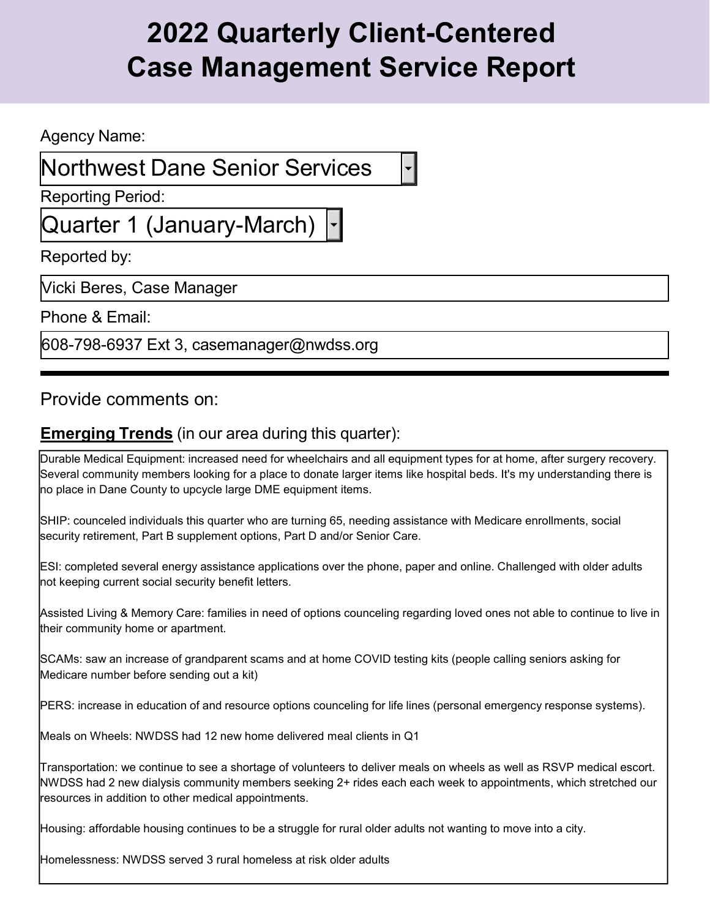# 2022 Quarterly Client-Centered Case Management Service Report

Agency Name:

Northwest Dane Senior Services

Reporting Period:

Quarter 1 (January-March)

Reported by:

Vicki Beres, Case Manager

Phone & Email:

608-798-6937 Ext 3, casemanager@nwdss.org

---

Provide comments on:

**Emerging Trends** (in our area during this quarter):

Durable Medical Equipment: increased need for wheelchairs and all equipment types for at home, after surgery recovery. Several community members looking for a place to donate larger items like hospital beds. It's my understanding there is no place in Dane County to upcycle large DME equipment items.

SHIP: counceled individuals this quarter who are turning 65, needing assistance with Medicare enrollments, social security retirement, Part B supplement options, Part D and/or Senior Care.

ESI: completed several energy assistance applications over the phone, paper and online. Challenged with older adults not keeping current social security benefit letters.

Assisted Living & Memory Care: families in need of options counceling regarding loved ones not able to continue to live in their community home or apartment.

SCAMs: saw an increase of grandparent scams and at home COVID testing kits (people calling seniors asking for Medicare number before sending out a kit)

PERS: increase in education of and resource options counceling for life lines (personal emergency response systems).

Meals on Wheels: NWDSS had 12 new home delivered meal clients in Q1

Transportation: we continue to see a shortage of volunteers to deliver meals on wheels as well as RSVP medical escort. NWDSS had 2 new dialysis community members seeking 2+ rides each each week to appointments, which stretched our resources in addition to other medical appointments.

Housing: affordable housing continues to be a struggle for rural older adults not wanting to move into a city.

Homelessness: NWDSS served 3 rural homeless at risk older adults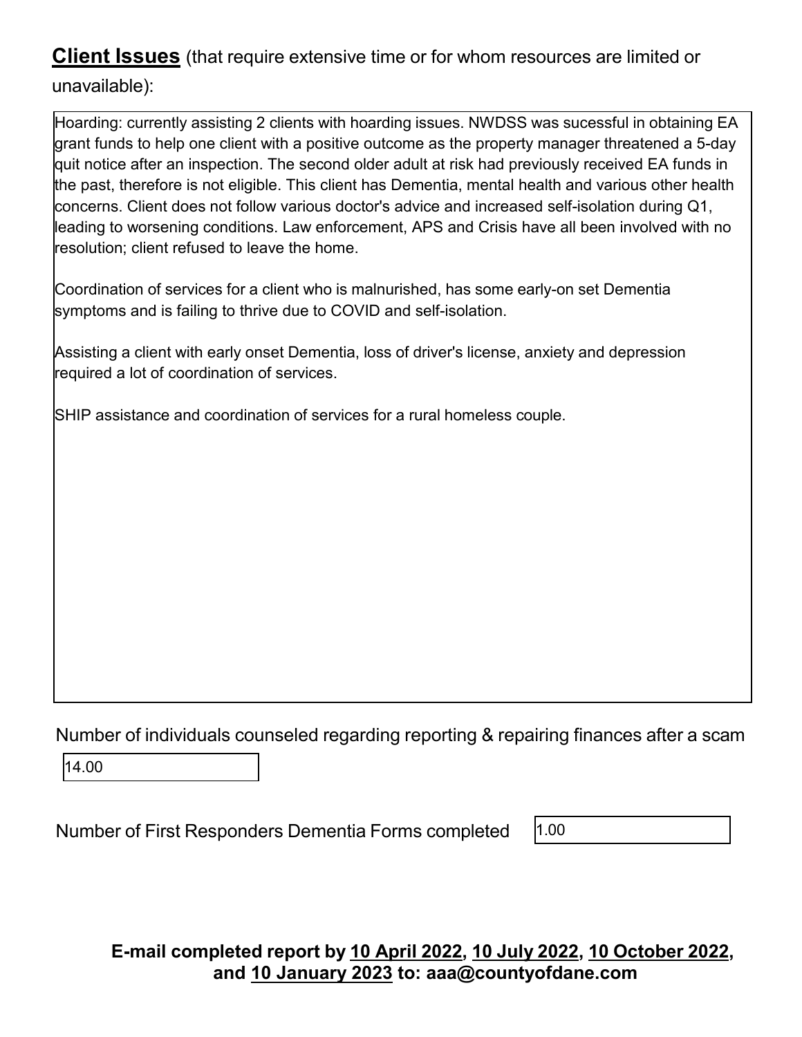**Client Issues** (that require extensive time or for whom resources are limited or unavailable):

Hoarding: currently assisting 2 clients with hoarding issues. NWDSS was sucessful in obtaining EA grant funds to help one client with a positive outcome as the property manager threatened a 5-day quit notice after an inspection. The second older adult at risk had previously received EA funds in the past, therefore is not eligible. This client has Dementia, mental health and various other health concerns. Client does not follow various doctor's advice and increased self-isolation during Q1, leading to worsening conditions. Law enforcement, APS and Crisis have all been involved with no resolution; client refused to leave the home.

Coordination of services for a client who is malnurished, has some early-on set Dementia symptoms and is failing to thrive due to COVID and self-isolation.

Assisting a client with early onset Dementia, loss of driver's license, anxiety and depression required a lot of coordination of services.

SHIP assistance and coordination of services for a rural homeless couple.

Number of individuals counseled regarding reporting & repairing finances after a scam

14.00

Number of First Responders Dementia Forms completed

1.00

**E-mail completed report by 10 April 2022, 10 July 2022, 10 October 2022, and 10 January 2023 to: aaa@countyofdane.com**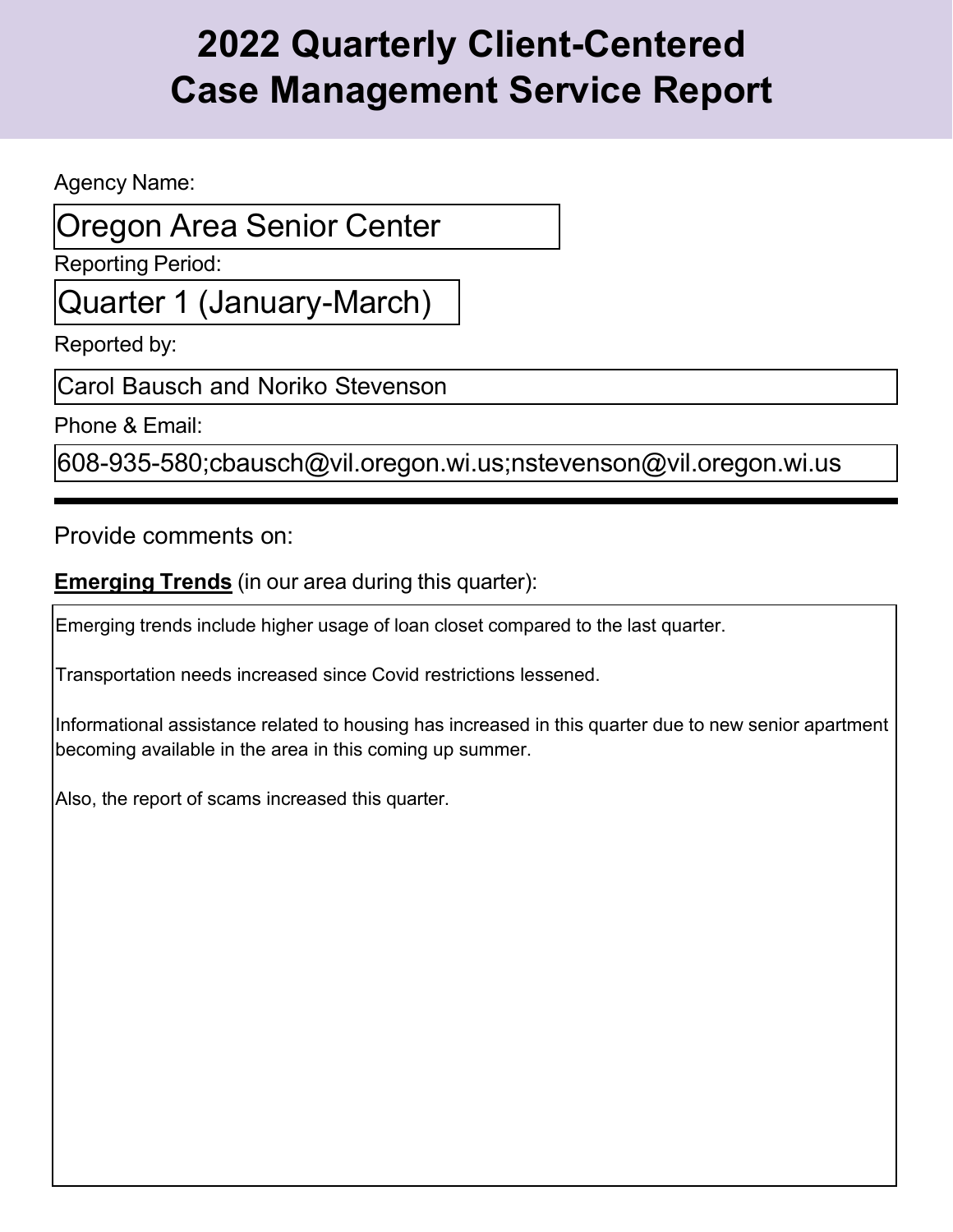# 2022 Quarterly Client-Centered Case Management Service Report

Agency Name:

Oregon Area Senior Center

Reporting Period:

Quarter 1 (January-March)

Reported by:

Carol Bausch and Noriko Stevenson

Phone & Email:

608-935-580;cbausch@vil.oregon.wi.us;nstevenson@vil.oregon.wi.us

---

Provide comments on:

**Emerging Trends** (in our area during this quarter):

Emerging trends include higher usage of loan closet compared to the last quarter.

Transportation needs increased since Covid restrictions lessened.

Informational assistance related to housing has increased in this quarter due to new senior apartment becoming available in the area in this coming up summer.

Also, the report of scams increased this quarter.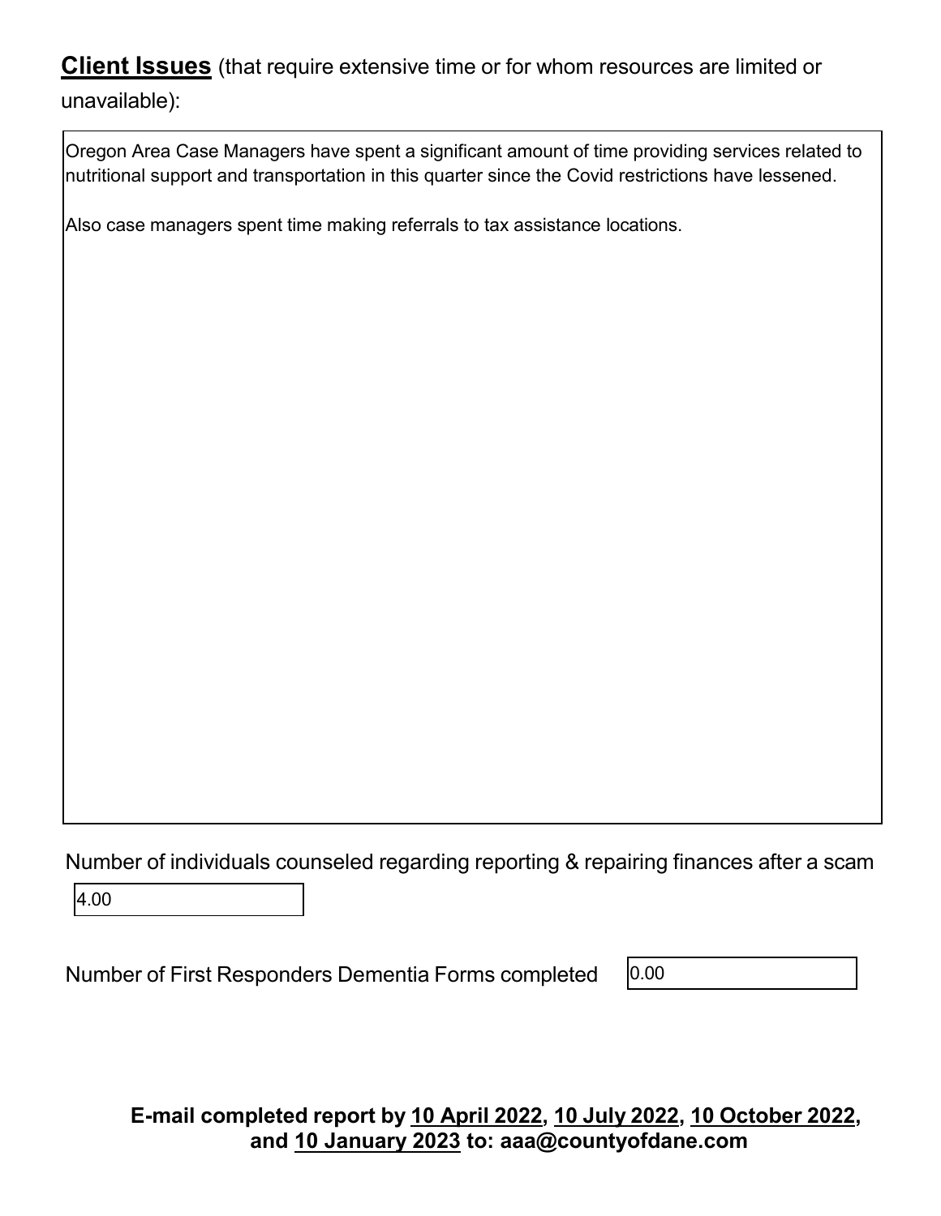**Client Issues** (that require extensive time or for whom resources are limited or unavailable):

Oregon Area Case Managers have spent a significant amount of time providing services related to nutritional support and transportation in this quarter since the Covid restrictions have lessened.

Also case managers spent time making referrals to tax assistance locations.

Number of individuals counseled regarding reporting & repairing finances after a scam

4.00

Number of First Responders Dementia Forms completed

0.00

**E-mail completed report by 10 April 2022, 10 July 2022, 10 October 2022, and 10 January 2023 to: aaa@countyofdane.com**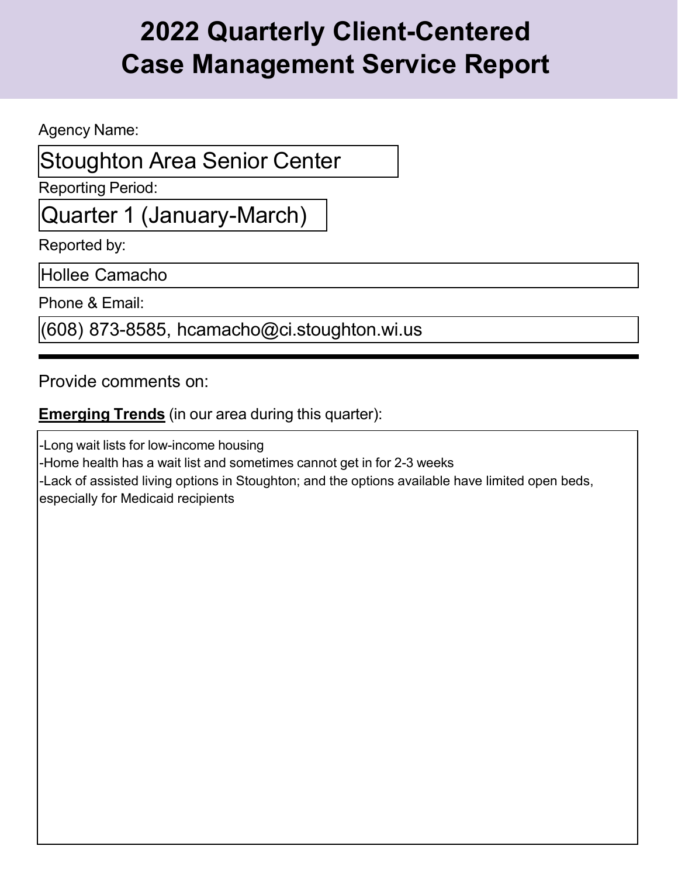# 2022 Quarterly Client-Centered Case Management Service Report

Agency Name:

Stoughton Area Senior Center

Reporting Period:

Quarter 1 (January-March)

Reported by:

Hollee Camacho

Phone & Email:

(608) 873-8585, hcamacho@ci.stoughton.wi.us

---

Provide comments on:

**Emerging Trends** (in our area during this quarter):

-Long wait lists for low-income housing
-Home health has a wait list and sometimes cannot get in for 2-3 weeks
-Lack of assisted living options in Stoughton; and the options available have limited open beds, especially for Medicaid recipients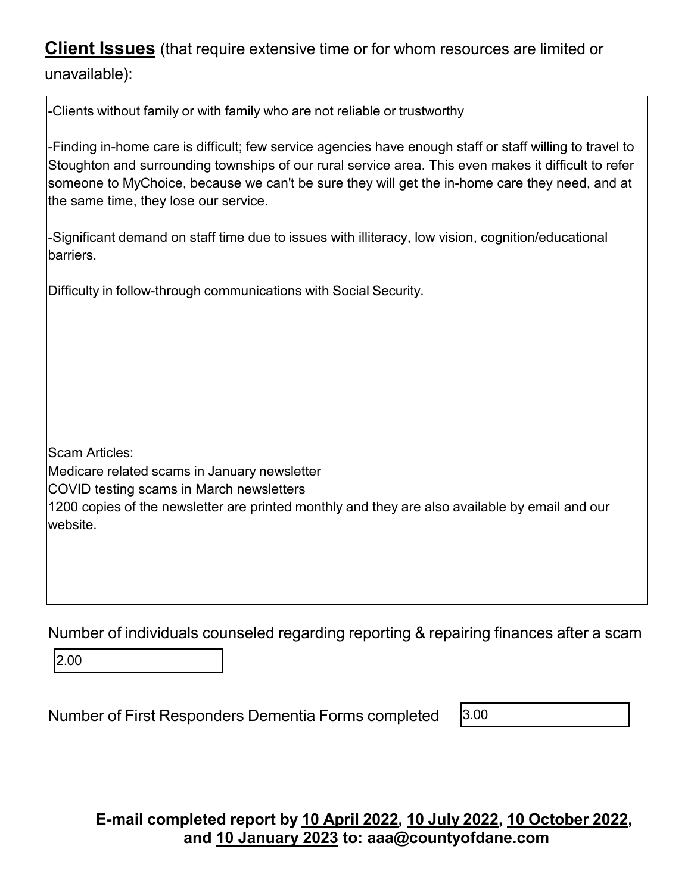**Client Issues** (that require extensive time or for whom resources are limited or unavailable):

-Clients without family or with family who are not reliable or trustworthy

-Finding in-home care is difficult; few service agencies have enough staff or staff willing to travel to Stoughton and surrounding townships of our rural service area. This even makes it difficult to refer someone to MyChoice, because we can't be sure they will get the in-home care they need, and at the same time, they lose our service.

-Significant demand on staff time due to issues with illiteracy, low vision, cognition/educational barriers.

Difficulty in follow-through communications with Social Security.

Scam Articles:
Medicare related scams in January newsletter
COVID testing scams in March newsletters
1200 copies of the newsletter are printed monthly and they are also available by email and our website.

Number of individuals counseled regarding reporting & repairing finances after a scam

2.00

Number of First Responders Dementia Forms completed

3.00

**E-mail completed report by 10 April 2022, 10 July 2022, 10 October 2022, and 10 January 2023 to: aaa@countyofdane.com**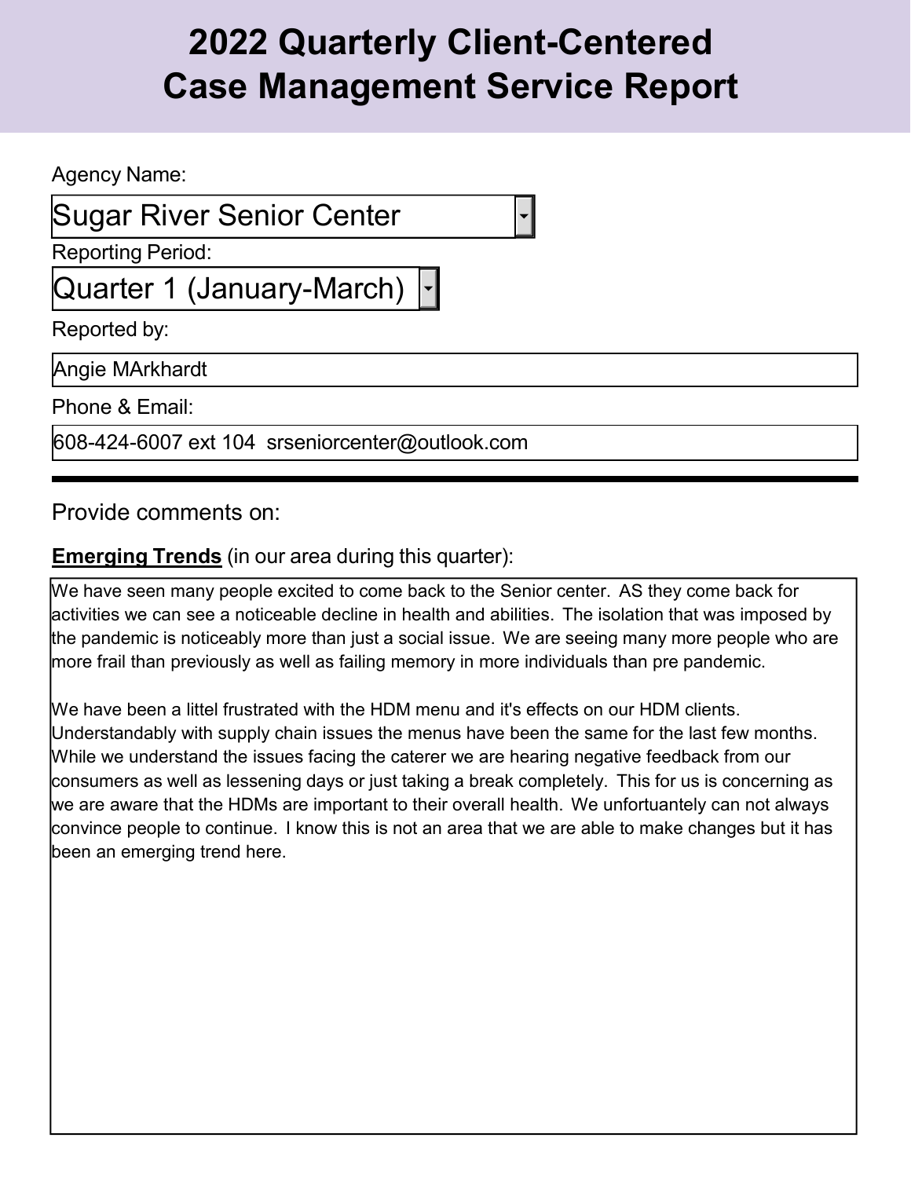# 2022 Quarterly Client-Centered Case Management Service Report

Agency Name:

Sugar River Senior Center

Reporting Period:

Quarter 1 (January-March)

Reported by:

Angie MArkhardt

Phone & Email:

608-424-6007 ext 104 srseniorcenter@outlook.com

---

Provide comments on:

**Emerging Trends** (in our area during this quarter):

We have seen many people excited to come back to the Senior center. AS they come back for activities we can see a noticeable decline in health and abilities. The isolation that was imposed by the pandemic is noticeably more than just a social issue. We are seeing many more people who are more frail than previously as well as failing memory in more individuals than pre pandemic.

We have been a littel frustrated with the HDM menu and it's effects on our HDM clients. Understandably with supply chain issues the menus have been the same for the last few months. While we understand the issues facing the caterer we are hearing negative feedback from our consumers as well as lessening days or just taking a break completely. This for us is concerning as we are aware that the HDMs are important to their overall health. We unfortuantely can not always convince people to continue. I know this is not an area that we are able to make changes but it has been an emerging trend here.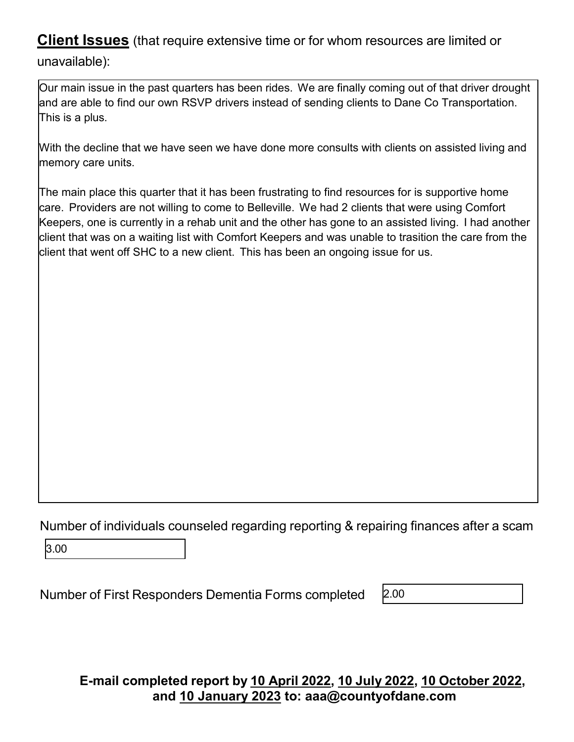**Client Issues** (that require extensive time or for whom resources are limited or unavailable):

Our main issue in the past quarters has been rides. We are finally coming out of that driver drought and are able to find our own RSVP drivers instead of sending clients to Dane Co Transportation. This is a plus.

With the decline that we have seen we have done more consults with clients on assisted living and memory care units.

The main place this quarter that it has been frustrating to find resources for is supportive home care. Providers are not willing to come to Belleville. We had 2 clients that were using Comfort Keepers, one is currently in a rehab unit and the other has gone to an assisted living. I had another client that was on a waiting list with Comfort Keepers and was unable to trasition the care from the client that went off SHC to a new client. This has been an ongoing issue for us.

Number of individuals counseled regarding reporting & repairing finances after a scam

3.00

Number of First Responders Dementia Forms completed

2.00

**E-mail completed report by 10 April 2022, 10 July 2022, 10 October 2022, and 10 January 2023 to: aaa@countyofdane.com**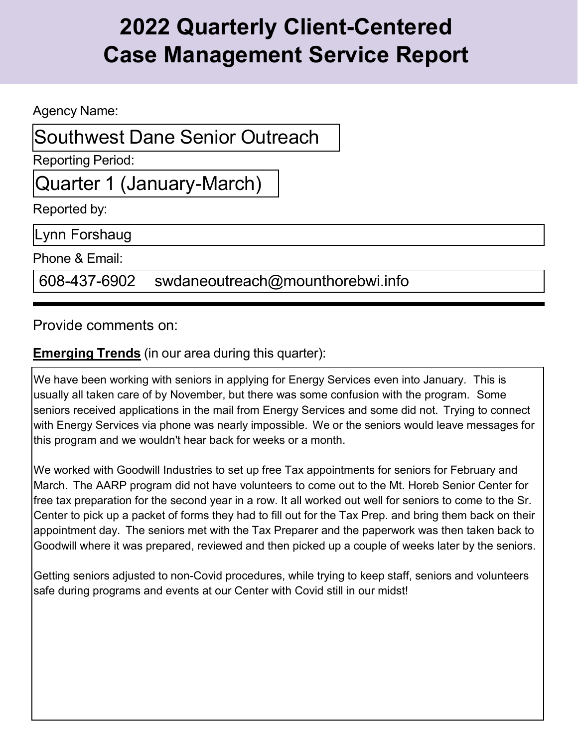# 2022 Quarterly Client-Centered Case Management Service Report

Agency Name:

Southwest Dane Senior Outreach

Reporting Period:

Quarter 1 (January-March)

Reported by:

Lynn Forshaug

Phone & Email:

608-437-6902 swdaneoutreach@mounthorebwi.info

---

Provide comments on:

**Emerging Trends** (in our area during this quarter):

We have been working with seniors in applying for Energy Services even into January. This is usually all taken care of by November, but there was some confusion with the program. Some seniors received applications in the mail from Energy Services and some did not. Trying to connect with Energy Services via phone was nearly impossible. We or the seniors would leave messages for this program and we wouldn't hear back for weeks or a month.

We worked with Goodwill Industries to set up free Tax appointments for seniors for February and March. The AARP program did not have volunteers to come out to the Mt. Horeb Senior Center for free tax preparation for the second year in a row. It all worked out well for seniors to come to the Sr. Center to pick up a packet of forms they had to fill out for the Tax Prep. and bring them back on their appointment day. The seniors met with the Tax Preparer and the paperwork was then taken back to Goodwill where it was prepared, reviewed and then picked up a couple of weeks later by the seniors.

Getting seniors adjusted to non-Covid procedures, while trying to keep staff, seniors and volunteers safe during programs and events at our Center with Covid still in our midst!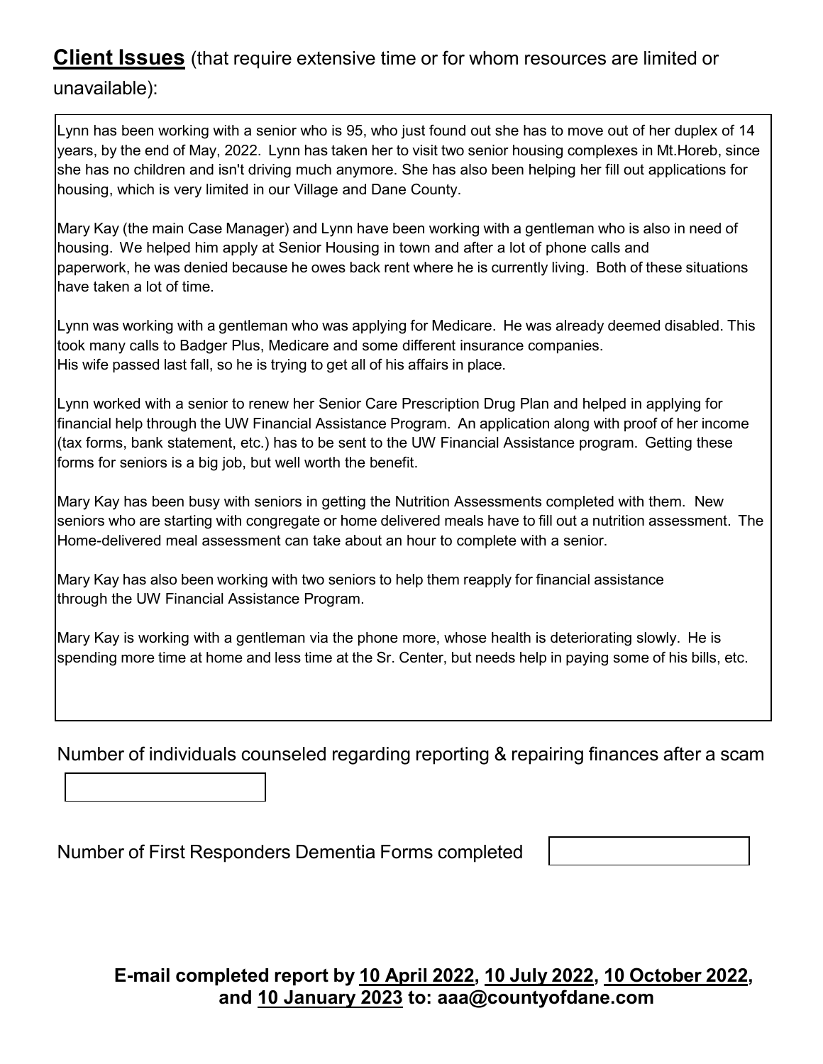**<u>Client Issues</u>** (that require extensive time or for whom resources are limited or unavailable):

Lynn has been working with a senior who is 95, who just found out she has to move out of her duplex of 14 years, by the end of May, 2022. Lynn has taken her to visit two senior housing complexes in Mt.Horeb, since she has no children and isn't driving much anymore. She has also been helping her fill out applications for housing, which is very limited in our Village and Dane County.

Mary Kay (the main Case Manager) and Lynn have been working with a gentleman who is also in need of housing. We helped him apply at Senior Housing in town and after a lot of phone calls and paperwork, he was denied because he owes back rent where he is currently living. Both of these situations have taken a lot of time.

Lynn was working with a gentleman who was applying for Medicare. He was already deemed disabled. This took many calls to Badger Plus, Medicare and some different insurance companies.
His wife passed last fall, so he is trying to get all of his affairs in place.

Lynn worked with a senior to renew her Senior Care Prescription Drug Plan and helped in applying for financial help through the UW Financial Assistance Program. An application along with proof of her income (tax forms, bank statement, etc.) has to be sent to the UW Financial Assistance program. Getting these forms for seniors is a big job, but well worth the benefit.

Mary Kay has been busy with seniors in getting the Nutrition Assessments completed with them. New seniors who are starting with congregate or home delivered meals have to fill out a nutrition assessment. The Home-delivered meal assessment can take about an hour to complete with a senior.

Mary Kay has also been working with two seniors to help them reapply for financial assistance through the UW Financial Assistance Program.

Mary Kay is working with a gentleman via the phone more, whose health is deteriorating slowly. He is spending more time at home and less time at the Sr. Center, but needs help in paying some of his bills, etc.

Number of individuals counseled regarding reporting & repairing finances after a scam

Number of First Responders Dementia Forms completed

**E-mail completed report by <u>10 April 2022</u>, <u>10 July 2022</u>, <u>10 October 2022</u>, and <u>10 January 2023</u> to: aaa@countyofdane.com**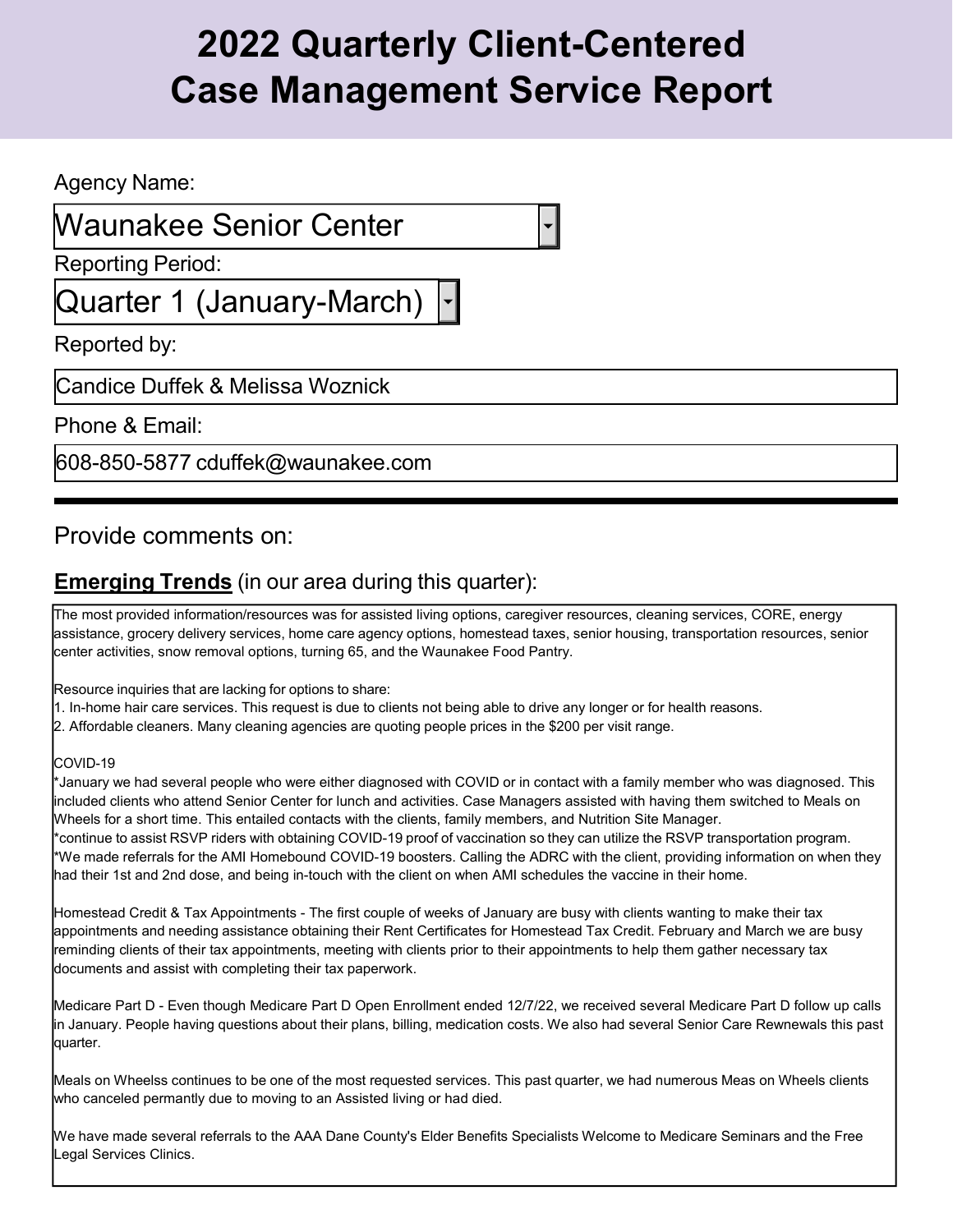# 2022 Quarterly Client-Centered Case Management Service Report

Agency Name:

Waunakee Senior Center

Reporting Period:

Quarter 1 (January-March)

Reported by:

Candice Duffek & Melissa Woznick

Phone & Email:

608-850-5877 cduffek@waunakee.com

---

Provide comments on:

**Emerging Trends** (in our area during this quarter):

The most provided information/resources was for assisted living options, caregiver resources, cleaning services, CORE, energy assistance, grocery delivery services, home care agency options, homestead taxes, senior housing, transportation resources, senior center activities, snow removal options, turning 65, and the Waunakee Food Pantry.

Resource inquiries that are lacking for options to share:
1. In-home hair care services. This request is due to clients not being able to drive any longer or for health reasons.
2. Affordable cleaners. Many cleaning agencies are quoting people prices in the $200 per visit range.

COVID-19
*January we had several people who were either diagnosed with COVID or in contact with a family member who was diagnosed. This included clients who attend Senior Center for lunch and activities. Case Managers assisted with having them switched to Meals on Wheels for a short time. This entailed contacts with the clients, family members, and Nutrition Site Manager.
*continue to assist RSVP riders with obtaining COVID-19 proof of vaccination so they can utilize the RSVP transportation program.
*We made referrals for the AMI Homebound COVID-19 boosters. Calling the ADRC with the client, providing information on when they had their 1st and 2nd dose, and being in-touch with the client on when AMI schedules the vaccine in their home.

Homestead Credit & Tax Appointments - The first couple of weeks of January are busy with clients wanting to make their tax appointments and needing assistance obtaining their Rent Certificates for Homestead Tax Credit. February and March we are busy reminding clients of their tax appointments, meeting with clients prior to their appointments to help them gather necessary tax documents and assist with completing their tax paperwork.

Medicare Part D - Even though Medicare Part D Open Enrollment ended 12/7/22, we received several Medicare Part D follow up calls in January. People having questions about their plans, billing, medication costs. We also had several Senior Care Rewnewals this past quarter.

Meals on Wheelss continues to be one of the most requested services. This past quarter, we had numerous Meas on Wheels clients who canceled permantly due to moving to an Assisted living or had died.

We have made several referrals to the AAA Dane County's Elder Benefits Specialists Welcome to Medicare Seminars and the Free Legal Services Clinics.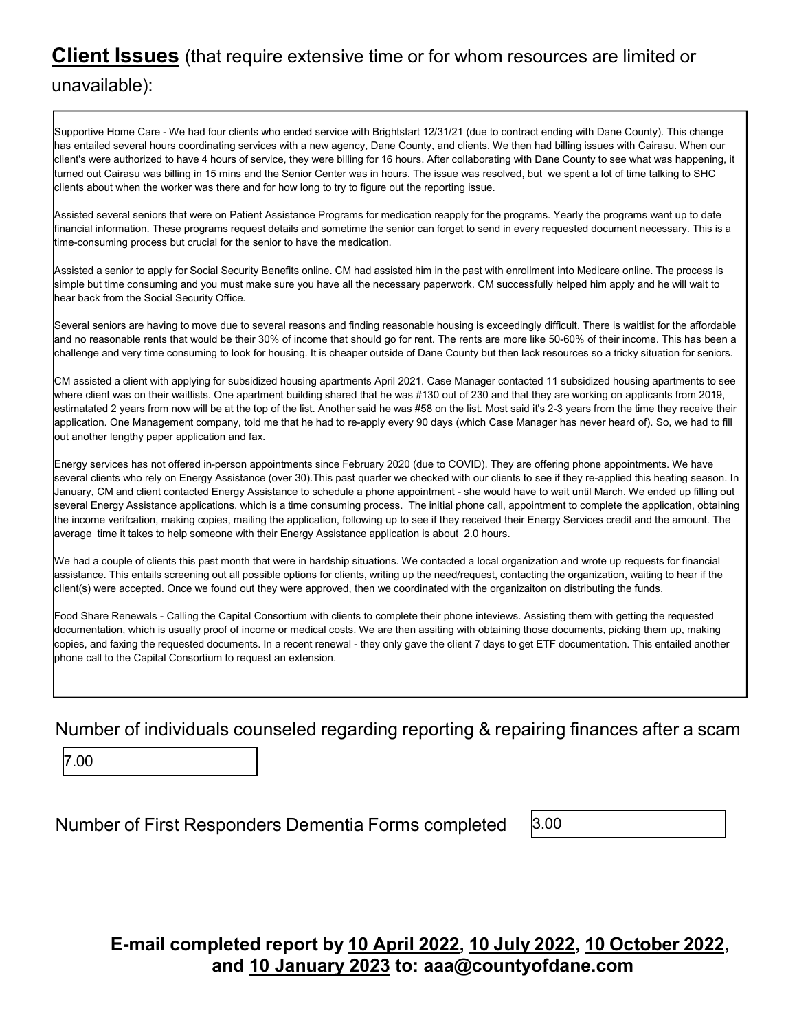**<u>Client Issues</u>** (that require extensive time or for whom resources are limited or unavailable):

Supportive Home Care - We had four clients who ended service with Brightstart 12/31/21 (due to contract ending with Dane County). This change has entailed several hours coordinating services with a new agency, Dane County, and clients. We then had billing issues with Cairasu. When our client's were authorized to have 4 hours of service, they were billing for 16 hours. After collaborating with Dane County to see what was happening, it turned out Cairasu was billing in 15 mins and the Senior Center was in hours. The issue was resolved, but we spent a lot of time talking to SHC clients about when the worker was there and for how long to try to figure out the reporting issue.

Assisted several seniors that were on Patient Assistance Programs for medication reapply for the programs. Yearly the programs want up to date financial information. These programs request details and sometime the senior can forget to send in every requested document necessary. This is a time-consuming process but crucial for the senior to have the medication.

Assisted a senior to apply for Social Security Benefits online. CM had assisted him in the past with enrollment into Medicare online. The process is simple but time consuming and you must make sure you have all the necessary paperwork. CM successfully helped him apply and he will wait to hear back from the Social Security Office.

Several seniors are having to move due to several reasons and finding reasonable housing is exceedingly difficult. There is waitlist for the affordable and no reasonable rents that would be their 30% of income that should go for rent. The rents are more like 50-60% of their income. This has been a challenge and very time consuming to look for housing. It is cheaper outside of Dane County but then lack resources so a tricky situation for seniors.

CM assisted a client with applying for subsidized housing apartments April 2021. Case Manager contacted 11 subsidized housing apartments to see where client was on their waitlists. One apartment building shared that he was #130 out of 230 and that they are working on applicants from 2019, estimatated 2 years from now will be at the top of the list. Another said he was #58 on the list. Most said it's 2-3 years from the time they receive their application. One Management company, told me that he had to re-apply every 90 days (which Case Manager has never heard of). So, we had to fill out another lengthy paper application and fax.

Energy services has not offered in-person appointments since February 2020 (due to COVID). They are offering phone appointments. We have several clients who rely on Energy Assistance (over 30).This past quarter we checked with our clients to see if they re-applied this heating season. In January, CM and client contacted Energy Assistance to schedule a phone appointment - she would have to wait until March. We ended up filling out several Energy Assistance applications, which is a time consuming process. The initial phone call, appointment to complete the application, obtaining the income verifcation, making copies, mailing the application, following up to see if they received their Energy Services credit and the amount. The average time it takes to help someone with their Energy Assistance application is about 2.0 hours.

We had a couple of clients this past month that were in hardship situations. We contacted a local organization and wrote up requests for financial assistance. This entails screening out all possible options for clients, writing up the need/request, contacting the organization, waiting to hear if the client(s) were accepted. Once we found out they were approved, then we coordinated with the organizaiton on distributing the funds.

Food Share Renewals - Calling the Capital Consortium with clients to complete their phone inteviews. Assisting them with getting the requested documentation, which is usually proof of income or medical costs. We are then assiting with obtaining those documents, picking them up, making copies, and faxing the requested documents. In a recent renewal - they only gave the client 7 days to get ETF documentation. This entailed another phone call to the Capital Consortium to request an extension.

Number of individuals counseled regarding reporting & repairing finances after a scam

7.00

Number of First Responders Dementia Forms completed

3.00

**E-mail completed report by <u>10 April 2022</u>, <u>10 July 2022</u>, <u>10 October 2022</u>, and <u>10 January 2023</u> to: aaa@countyofdane.com**